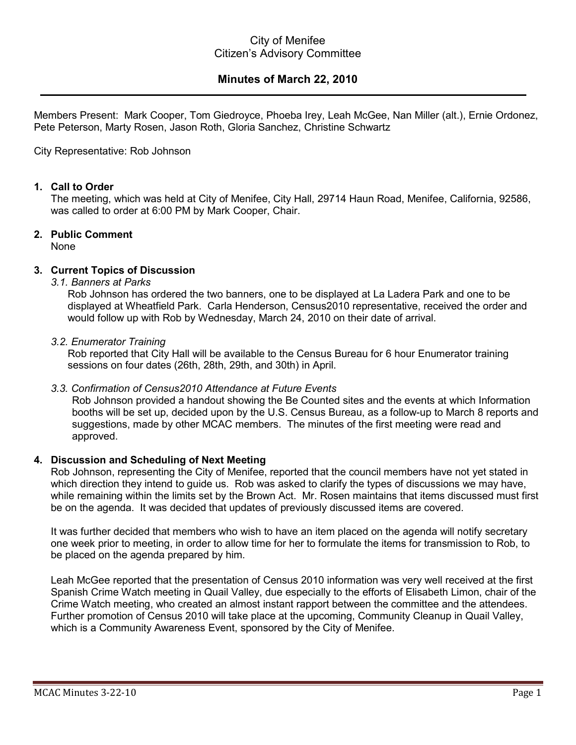City of Menifee
Citizen's Advisory Committee

# Minutes of March 22, 2010

Members Present: Mark Cooper, Tom Giedroyce, Phoeba Irey, Leah McGee, Nan Miller (alt.), Ernie Ordonez, Pete Peterson, Marty Rosen, Jason Roth, Gloria Sanchez, Christine Schwartz

City Representative: Rob Johnson

## 1. Call to Order

The meeting, which was held at City of Menifee, City Hall, 29714 Haun Road, Menifee, California, 92586, was called to order at 6:00 PM by Mark Cooper, Chair.

## 2. Public Comment

None

## 3. Current Topics of Discussion

*3.1. Banners at Parks*

Rob Johnson has ordered the two banners, one to be displayed at La Ladera Park and one to be displayed at Wheatfield Park. Carla Henderson, Census2010 representative, received the order and would follow up with Rob by Wednesday, March 24, 2010 on their date of arrival.

*3.2. Enumerator Training*

Rob reported that City Hall will be available to the Census Bureau for 6 hour Enumerator training sessions on four dates (26th, 28th, 29th, and 30th) in April.

*3.3. Confirmation of Census2010 Attendance at Future Events*

Rob Johnson provided a handout showing the Be Counted sites and the events at which Information booths will be set up, decided upon by the U.S. Census Bureau, as a follow-up to March 8 reports and suggestions, made by other MCAC members. The minutes of the first meeting were read and approved.

## 4. Discussion and Scheduling of Next Meeting

Rob Johnson, representing the City of Menifee, reported that the council members have not yet stated in which direction they intend to guide us. Rob was asked to clarify the types of discussions we may have, while remaining within the limits set by the Brown Act. Mr. Rosen maintains that items discussed must first be on the agenda. It was decided that updates of previously discussed items are covered.

It was further decided that members who wish to have an item placed on the agenda will notify secretary one week prior to meeting, in order to allow time for her to formulate the items for transmission to Rob, to be placed on the agenda prepared by him.

Leah McGee reported that the presentation of Census 2010 information was very well received at the first Spanish Crime Watch meeting in Quail Valley, due especially to the efforts of Elisabeth Limon, chair of the Crime Watch meeting, who created an almost instant rapport between the committee and the attendees. Further promotion of Census 2010 will take place at the upcoming, Community Cleanup in Quail Valley, which is a Community Awareness Event, sponsored by the City of Menifee.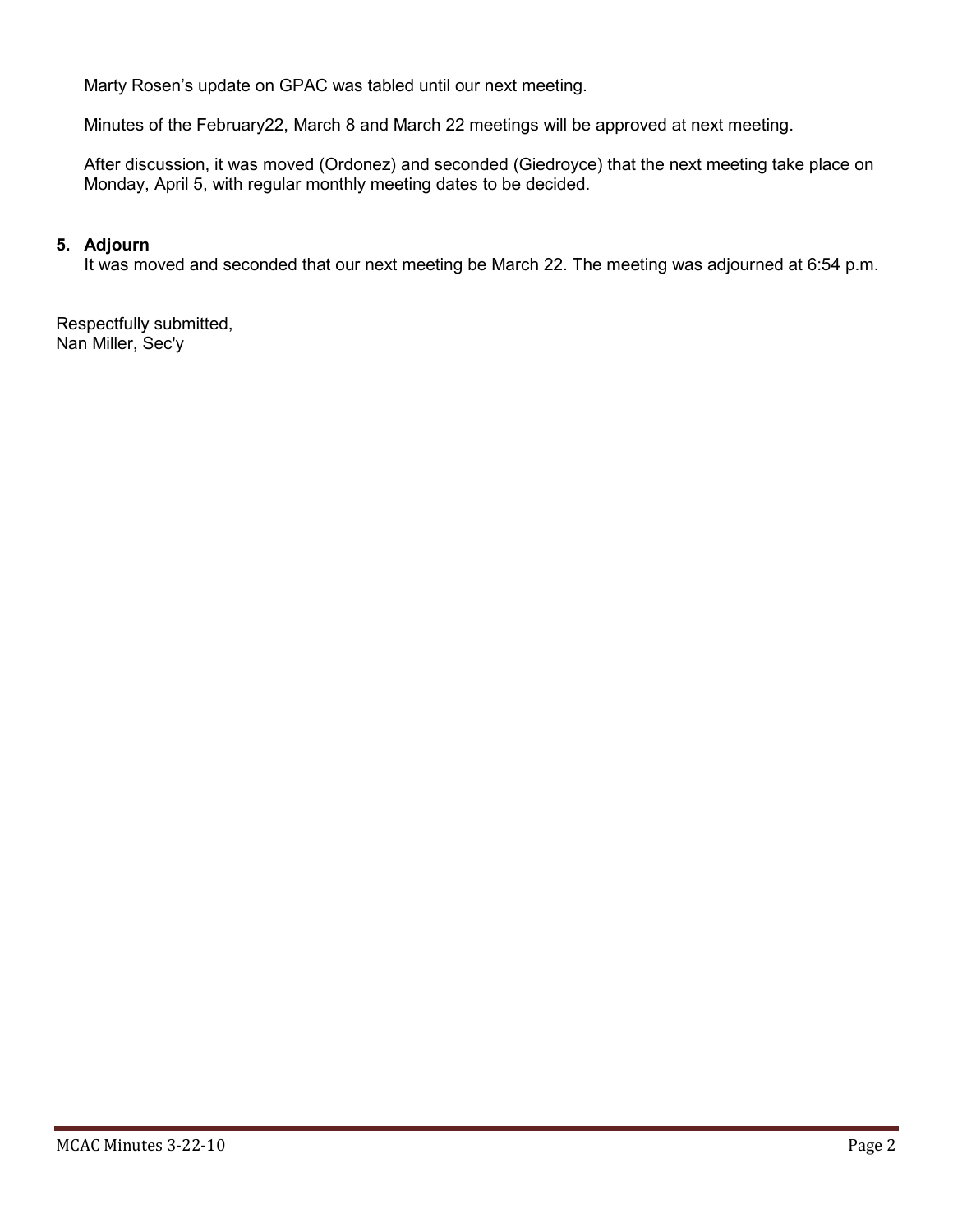Marty Rosen's update on GPAC was tabled until our next meeting.

Minutes of the February22, March 8 and March 22 meetings will be approved at next meeting.

After discussion, it was moved (Ordonez) and seconded (Giedroyce) that the next meeting take place on Monday, April 5, with regular monthly meeting dates to be decided.

**5. Adjourn**

It was moved and seconded that our next meeting be March 22. The meeting was adjourned at 6:54 p.m.

Respectfully submitted,
Nan Miller, Sec'y